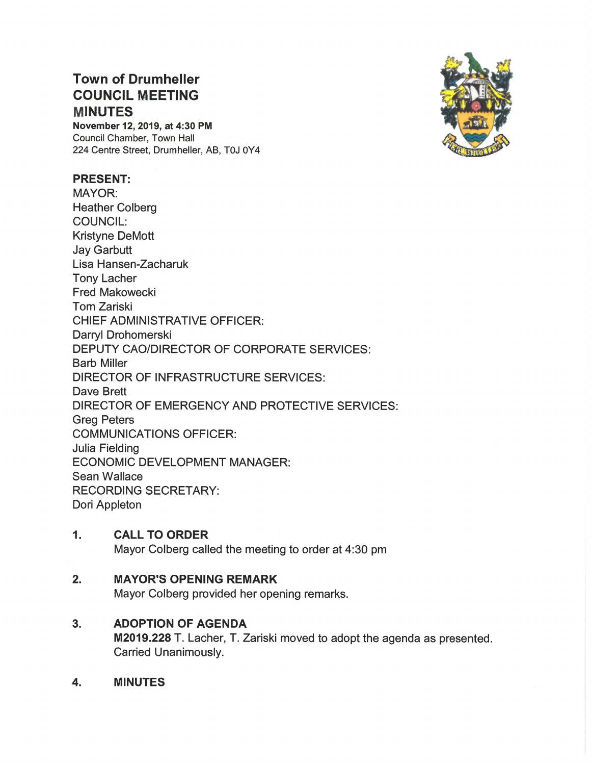# Town of Drumheller
# COUNCIL MEETING
# MINUTES

**November 12, 2019, at 4:30 PM**
Council Chamber, Town Hall
224 Centre Street, Drumheller, AB, T0J 0Y4

**PRESENT:**
MAYOR:
Heather Colberg
COUNCIL:
Kristyne DeMott
Jay Garbutt
Lisa Hansen-Zacharuk
Tony Lacher
Fred Makowecki
Tom Zariski
CHIEF ADMINISTRATIVE OFFICER:
Darryl Drohomerski
DEPUTY CAO/DIRECTOR OF CORPORATE SERVICES:
Barb Miller
DIRECTOR OF INFRASTRUCTURE SERVICES:
Dave Brett
DIRECTOR OF EMERGENCY AND PROTECTIVE SERVICES:
Greg Peters
COMMUNICATIONS OFFICER:
Julia Fielding
ECONOMIC DEVELOPMENT MANAGER:
Sean Wallace
RECORDING SECRETARY:
Dori Appleton

## 1. CALL TO ORDER

Mayor Colberg called the meeting to order at 4:30 pm

## 2. MAYOR'S OPENING REMARK

Mayor Colberg provided her opening remarks.

## 3. ADOPTION OF AGENDA

**M2019.228** T. Lacher, T. Zariski moved to adopt the agenda as presented. Carried Unanimously.

## 4. MINUTES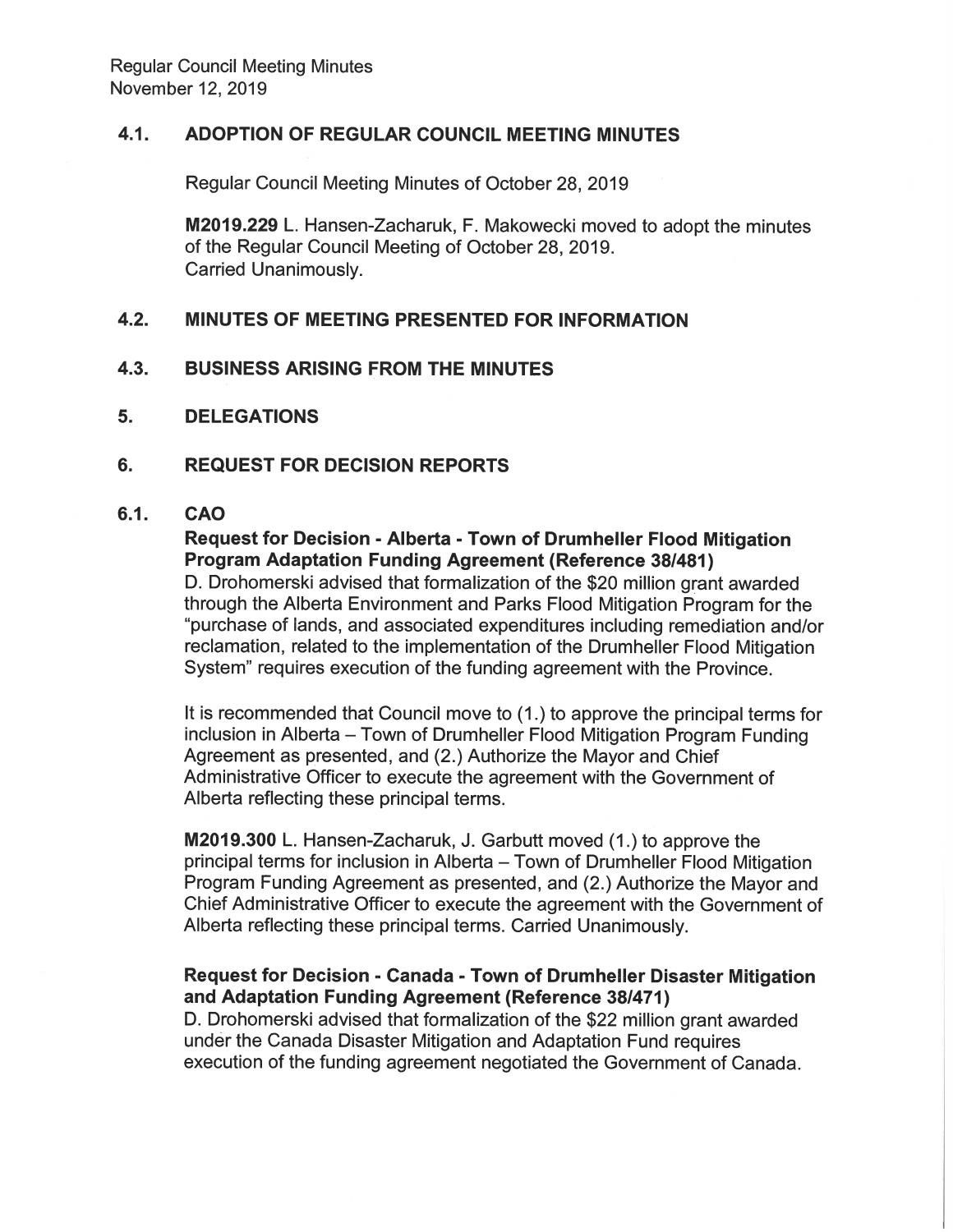## 4.1. ADOPTION OF REGULAR COUNCIL MEETING MINUTES

Regular Council Meeting Minutes of October 28, 2019

**M2019.229** L. Hansen-Zacharuk, F. Makowecki moved to adopt the minutes of the Regular Council Meeting of October 28, 2019.
Carried Unanimously.

## 4.2. MINUTES OF MEETING PRESENTED FOR INFORMATION

## 4.3. BUSINESS ARISING FROM THE MINUTES

## 5. DELEGATIONS

## 6. REQUEST FOR DECISION REPORTS

## 6.1. CAO

**Request for Decision - Alberta - Town of Drumheller Flood Mitigation Program Adaptation Funding Agreement (Reference 38/481)**

D. Drohomerski advised that formalization of the $20 million grant awarded through the Alberta Environment and Parks Flood Mitigation Program for the "purchase of lands, and associated expenditures including remediation and/or reclamation, related to the implementation of the Drumheller Flood Mitigation System" requires execution of the funding agreement with the Province.

It is recommended that Council move to (1.) to approve the principal terms for inclusion in Alberta – Town of Drumheller Flood Mitigation Program Funding Agreement as presented, and (2.) Authorize the Mayor and Chief Administrative Officer to execute the agreement with the Government of Alberta reflecting these principal terms.

**M2019.300** L. Hansen-Zacharuk, J. Garbutt moved (1.) to approve the principal terms for inclusion in Alberta – Town of Drumheller Flood Mitigation Program Funding Agreement as presented, and (2.) Authorize the Mayor and Chief Administrative Officer to execute the agreement with the Government of Alberta reflecting these principal terms. Carried Unanimously.

**Request for Decision - Canada - Town of Drumheller Disaster Mitigation and Adaptation Funding Agreement (Reference 38/471)**

D. Drohomerski advised that formalization of the $22 million grant awarded under the Canada Disaster Mitigation and Adaptation Fund requires execution of the funding agreement negotiated the Government of Canada.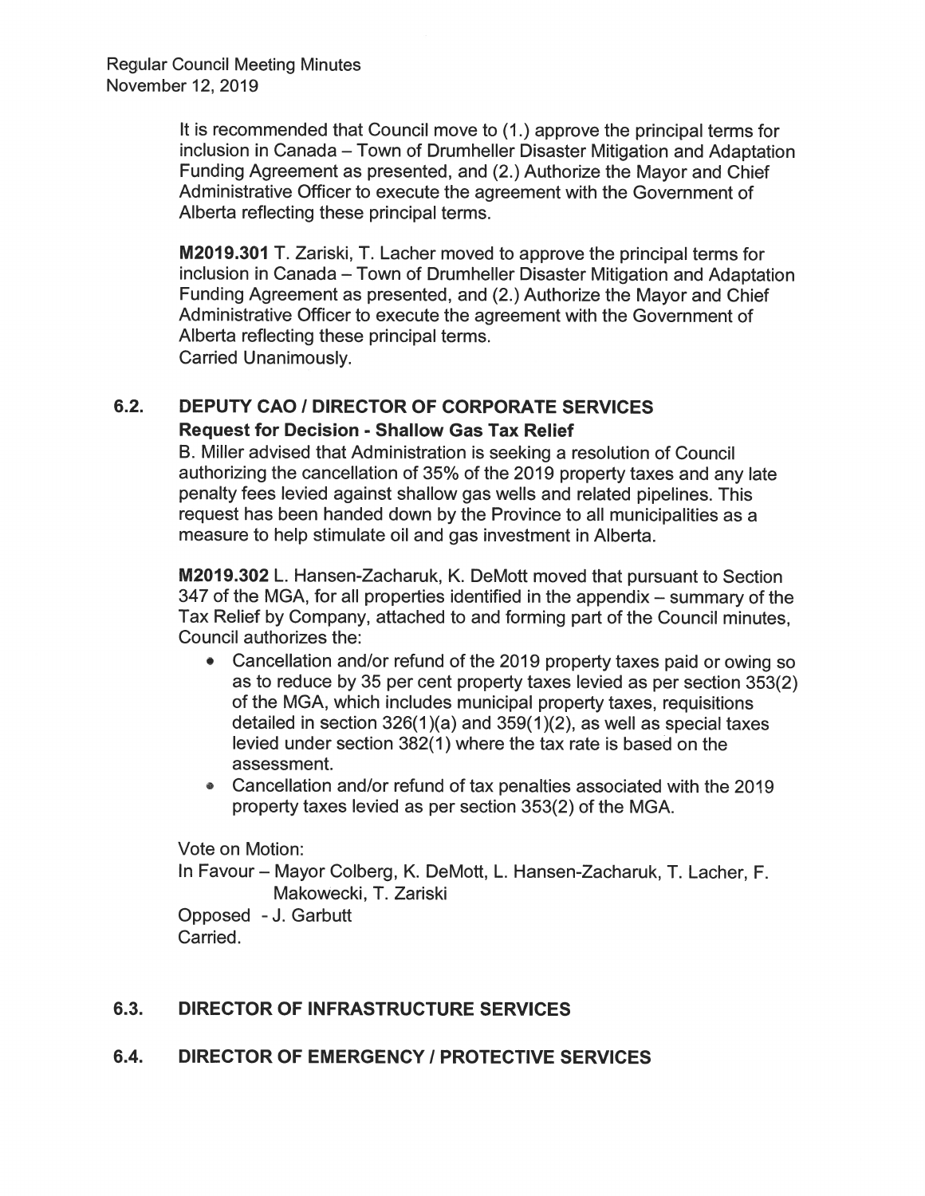It is recommended that Council move to (1.) approve the principal terms for inclusion in Canada – Town of Drumheller Disaster Mitigation and Adaptation Funding Agreement as presented, and (2.) Authorize the Mayor and Chief Administrative Officer to execute the agreement with the Government of Alberta reflecting these principal terms.

**M2019.301** T. Zariski, T. Lacher moved to approve the principal terms for inclusion in Canada – Town of Drumheller Disaster Mitigation and Adaptation Funding Agreement as presented, and (2.) Authorize the Mayor and Chief Administrative Officer to execute the agreement with the Government of Alberta reflecting these principal terms.
Carried Unanimously.

## 6.2. DEPUTY CAO / DIRECTOR OF CORPORATE SERVICES

**Request for Decision - Shallow Gas Tax Relief**

B. Miller advised that Administration is seeking a resolution of Council authorizing the cancellation of 35% of the 2019 property taxes and any late penalty fees levied against shallow gas wells and related pipelines. This request has been handed down by the Province to all municipalities as a measure to help stimulate oil and gas investment in Alberta.

**M2019.302** L. Hansen-Zacharuk, K. DeMott moved that pursuant to Section 347 of the MGA, for all properties identified in the appendix – summary of the Tax Relief by Company, attached to and forming part of the Council minutes, Council authorizes the:

- Cancellation and/or refund of the 2019 property taxes paid or owing so as to reduce by 35 per cent property taxes levied as per section 353(2) of the MGA, which includes municipal property taxes, requisitions detailed in section 326(1)(a) and 359(1)(2), as well as special taxes levied under section 382(1) where the tax rate is based on the assessment.
- Cancellation and/or refund of tax penalties associated with the 2019 property taxes levied as per section 353(2) of the MGA.

Vote on Motion:
In Favour – Mayor Colberg, K. DeMott, L. Hansen-Zacharuk, T. Lacher, F. Makowecki, T. Zariski
Opposed - J. Garbutt
Carried.

## 6.3. DIRECTOR OF INFRASTRUCTURE SERVICES

## 6.4. DIRECTOR OF EMERGENCY / PROTECTIVE SERVICES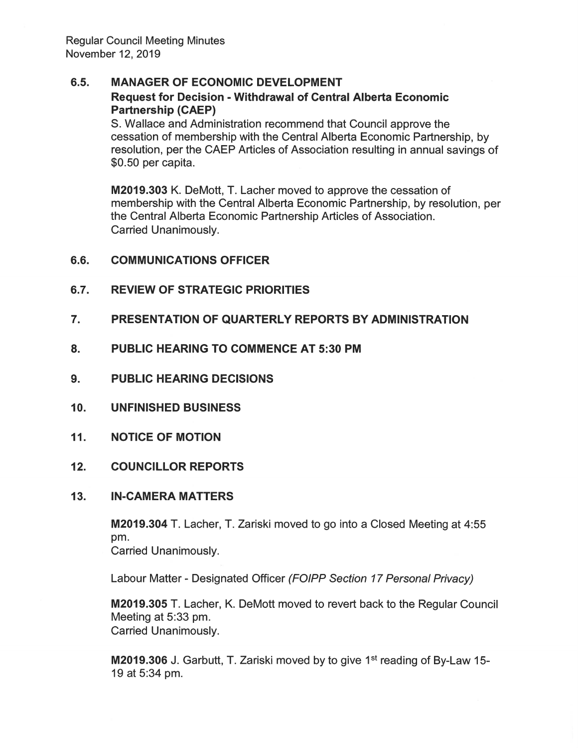## 6.5. MANAGER OF ECONOMIC DEVELOPMENT

**Request for Decision - Withdrawal of Central Alberta Economic Partnership (CAEP)**

S. Wallace and Administration recommend that Council approve the cessation of membership with the Central Alberta Economic Partnership, by resolution, per the CAEP Articles of Association resulting in annual savings of $0.50 per capita.

**M2019.303** K. DeMott, T. Lacher moved to approve the cessation of membership with the Central Alberta Economic Partnership, by resolution, per the Central Alberta Economic Partnership Articles of Association.
Carried Unanimously.

## 6.6. COMMUNICATIONS OFFICER

## 6.7. REVIEW OF STRATEGIC PRIORITIES

## 7. PRESENTATION OF QUARTERLY REPORTS BY ADMINISTRATION

## 8. PUBLIC HEARING TO COMMENCE AT 5:30 PM

## 9. PUBLIC HEARING DECISIONS

## 10. UNFINISHED BUSINESS

## 11. NOTICE OF MOTION

## 12. COUNCILLOR REPORTS

## 13. IN-CAMERA MATTERS

**M2019.304** T. Lacher, T. Zariski moved to go into a Closed Meeting at 4:55 pm.
Carried Unanimously.

Labour Matter - Designated Officer *(FOIPP Section 17 Personal Privacy)*

**M2019.305** T. Lacher, K. DeMott moved to revert back to the Regular Council Meeting at 5:33 pm.
Carried Unanimously.

**M2019.306** J. Garbutt, T. Zariski moved by to give 1st reading of By-Law 15-19 at 5:34 pm.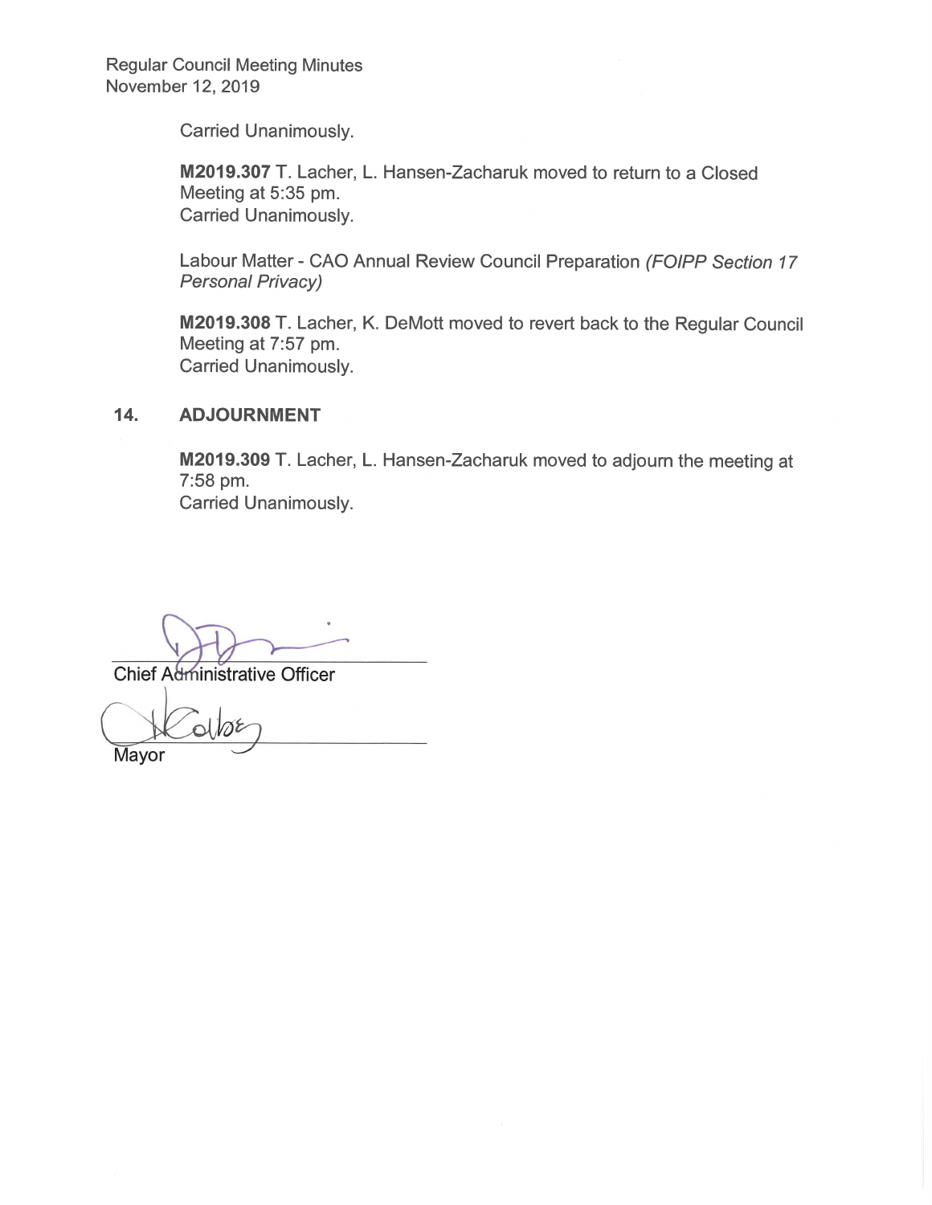Carried Unanimously.

**M2019.307** T. Lacher, L. Hansen-Zacharuk moved to return to a Closed Meeting at 5:35 pm.
Carried Unanimously.

Labour Matter - CAO Annual Review Council Preparation *(FOIPP Section 17 Personal Privacy)*

**M2019.308** T. Lacher, K. DeMott moved to revert back to the Regular Council Meeting at 7:57 pm.
Carried Unanimously.

## 14. ADJOURNMENT

**M2019.309** T. Lacher, L. Hansen-Zacharuk moved to adjourn the meeting at 7:58 pm.
Carried Unanimously.

Chief Administrative Officer

Mayor